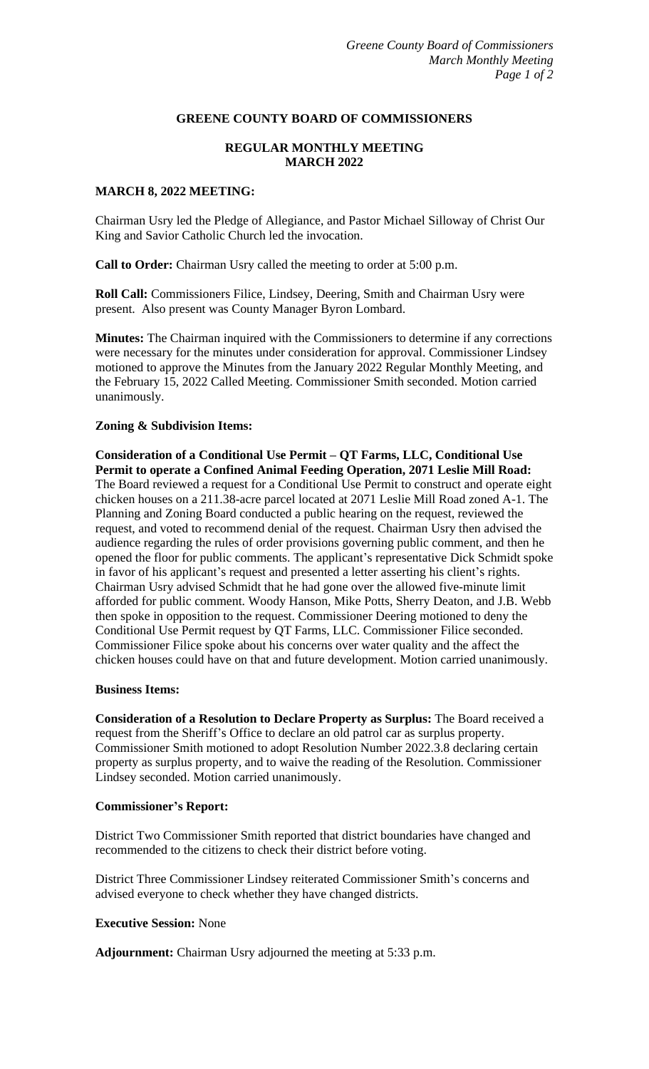# GREENE COUNTY BOARD OF COMMISSIONERS

## REGULAR MONTHLY MEETING
## MARCH 2022

**MARCH 8, 2022 MEETING:**

Chairman Usry led the Pledge of Allegiance, and Pastor Michael Silloway of Christ Our King and Savior Catholic Church led the invocation.

**Call to Order:** Chairman Usry called the meeting to order at 5:00 p.m.

**Roll Call:** Commissioners Filice, Lindsey, Deering, Smith and Chairman Usry were present. Also present was County Manager Byron Lombard.

**Minutes:** The Chairman inquired with the Commissioners to determine if any corrections were necessary for the minutes under consideration for approval. Commissioner Lindsey motioned to approve the Minutes from the January 2022 Regular Monthly Meeting, and the February 15, 2022 Called Meeting. Commissioner Smith seconded. Motion carried unanimously.

**Zoning & Subdivision Items:**

**Consideration of a Conditional Use Permit – QT Farms, LLC, Conditional Use Permit to operate a Confined Animal Feeding Operation, 2071 Leslie Mill Road:** The Board reviewed a request for a Conditional Use Permit to construct and operate eight chicken houses on a 211.38-acre parcel located at 2071 Leslie Mill Road zoned A-1. The Planning and Zoning Board conducted a public hearing on the request, reviewed the request, and voted to recommend denial of the request. Chairman Usry then advised the audience regarding the rules of order provisions governing public comment, and then he opened the floor for public comments. The applicant's representative Dick Schmidt spoke in favor of his applicant's request and presented a letter asserting his client's rights. Chairman Usry advised Schmidt that he had gone over the allowed five-minute limit afforded for public comment. Woody Hanson, Mike Potts, Sherry Deaton, and J.B. Webb then spoke in opposition to the request. Commissioner Deering motioned to deny the Conditional Use Permit request by QT Farms, LLC. Commissioner Filice seconded. Commissioner Filice spoke about his concerns over water quality and the affect the chicken houses could have on that and future development. Motion carried unanimously.

**Business Items:**

**Consideration of a Resolution to Declare Property as Surplus:** The Board received a request from the Sheriff's Office to declare an old patrol car as surplus property. Commissioner Smith motioned to adopt Resolution Number 2022.3.8 declaring certain property as surplus property, and to waive the reading of the Resolution. Commissioner Lindsey seconded. Motion carried unanimously.

**Commissioner's Report:**

District Two Commissioner Smith reported that district boundaries have changed and recommended to the citizens to check their district before voting.

District Three Commissioner Lindsey reiterated Commissioner Smith's concerns and advised everyone to check whether they have changed districts.

**Executive Session:** None

**Adjournment:** Chairman Usry adjourned the meeting at 5:33 p.m.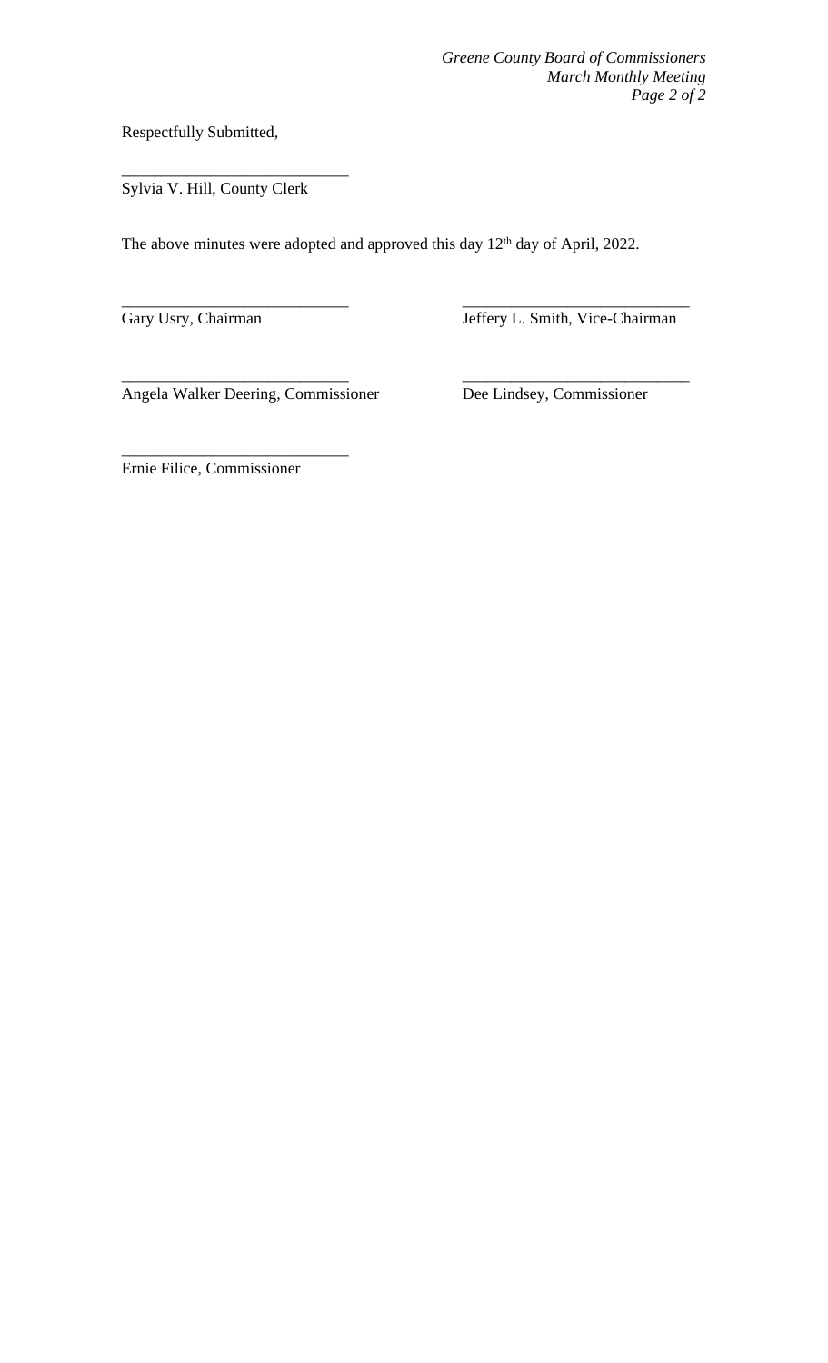Respectfully Submitted,

\_\_\_\_\_\_\_\_\_\_\_\_\_\_\_\_\_\_\_\_\_\_\_\_\_\_\_\_

Sylvia V. Hill, County Clerk

The above minutes were adopted and approved this day 12th day of April, 2022.

\_\_\_\_\_\_\_\_\_\_\_\_\_\_\_\_\_\_\_\_\_\_\_\_\_\_\_\_

Gary Usry, Chairman

\_\_\_\_\_\_\_\_\_\_\_\_\_\_\_\_\_\_\_\_\_\_\_\_\_\_\_\_

Jeffery L. Smith, Vice-Chairman

\_\_\_\_\_\_\_\_\_\_\_\_\_\_\_\_\_\_\_\_\_\_\_\_\_\_\_\_

Angela Walker Deering, Commissioner

\_\_\_\_\_\_\_\_\_\_\_\_\_\_\_\_\_\_\_\_\_\_\_\_\_\_\_\_

Dee Lindsey, Commissioner

\_\_\_\_\_\_\_\_\_\_\_\_\_\_\_\_\_\_\_\_\_\_\_\_\_\_\_\_

Ernie Filice, Commissioner